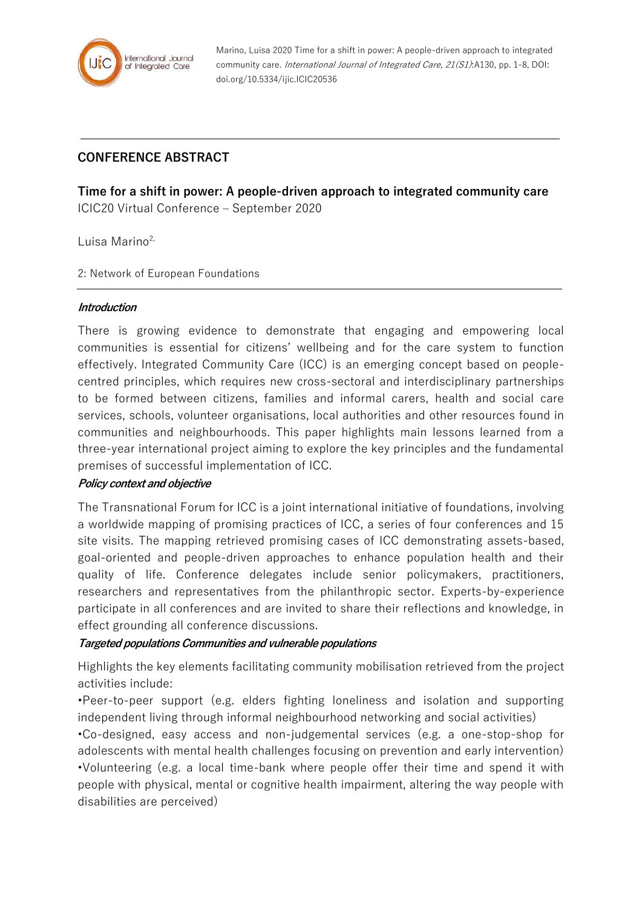Marino, Luisa 2020 Time for a shift in power: A people-driven approach to integrated community care. *International Journal of Integrated Care, 21(S1)*:A130, pp. 1-8, DOI: doi.org/10.5334/ijic.ICIC20536

## CONFERENCE ABSTRACT

# Time for a shift in power: A people-driven approach to integrated community care

ICIC20 Virtual Conference – September 2020

Luisa Marino[2,]

2: Network of European Foundations

### *Introduction*

There is growing evidence to demonstrate that engaging and empowering local communities is essential for citizens' wellbeing and for the care system to function effectively. Integrated Community Care (ICC) is an emerging concept based on people-centred principles, which requires new cross-sectoral and interdisciplinary partnerships to be formed between citizens, families and informal carers, health and social care services, schools, volunteer organisations, local authorities and other resources found in communities and neighbourhoods. This paper highlights main lessons learned from a three-year international project aiming to explore the key principles and the fundamental premises of successful implementation of ICC.

### *Policy context and objective*

The Transnational Forum for ICC is a joint international initiative of foundations, involving a worldwide mapping of promising practices of ICC, a series of four conferences and 15 site visits. The mapping retrieved promising cases of ICC demonstrating assets-based, goal-oriented and people-driven approaches to enhance population health and their quality of life. Conference delegates include senior policymakers, practitioners, researchers and representatives from the philanthropic sector. Experts-by-experience participate in all conferences and are invited to share their reflections and knowledge, in effect grounding all conference discussions.

### *Targeted populations Communities and vulnerable populations*

Highlights the key elements facilitating community mobilisation retrieved from the project activities include:

•Peer-to-peer support (e.g. elders fighting loneliness and isolation and supporting independent living through informal neighbourhood networking and social activities)

•Co-designed, easy access and non-judgemental services (e.g. a one-stop-shop for adolescents with mental health challenges focusing on prevention and early intervention)

•Volunteering (e.g. a local time-bank where people offer their time and spend it with people with physical, mental or cognitive health impairment, altering the way people with disabilities are perceived)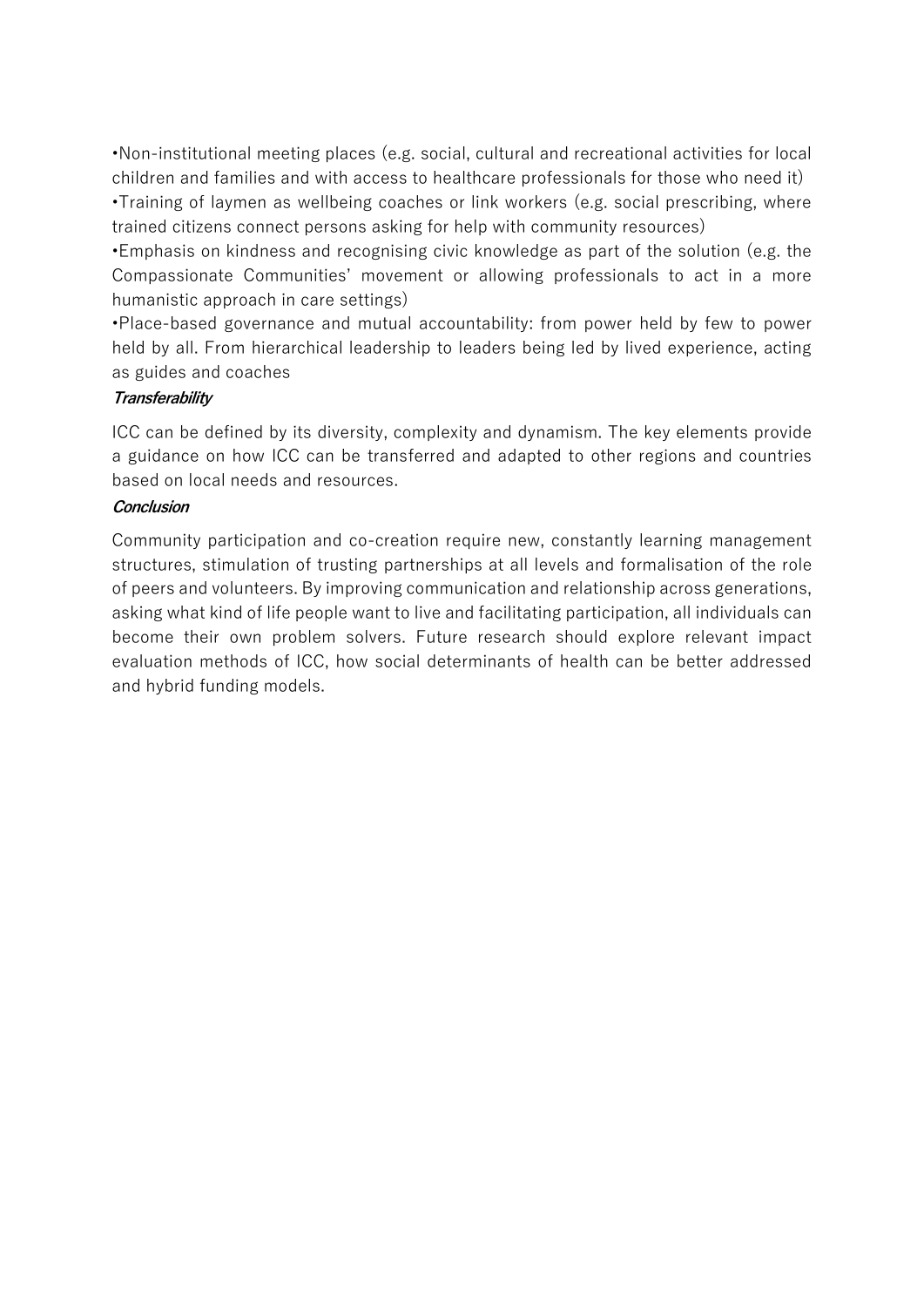•Non-institutional meeting places (e.g. social, cultural and recreational activities for local children and families and with access to healthcare professionals for those who need it)
•Training of laymen as wellbeing coaches or link workers (e.g. social prescribing, where trained citizens connect persons asking for help with community resources)
•Emphasis on kindness and recognising civic knowledge as part of the solution (e.g. the Compassionate Communities' movement or allowing professionals to act in a more humanistic approach in care settings)
•Place-based governance and mutual accountability: from power held by few to power held by all. From hierarchical leadership to leaders being led by lived experience, acting as guides and coaches

***Transferability***

ICC can be defined by its diversity, complexity and dynamism. The key elements provide a guidance on how ICC can be transferred and adapted to other regions and countries based on local needs and resources.

***Conclusion***

Community participation and co-creation require new, constantly learning management structures, stimulation of trusting partnerships at all levels and formalisation of the role of peers and volunteers. By improving communication and relationship across generations, asking what kind of life people want to live and facilitating participation, all individuals can become their own problem solvers. Future research should explore relevant impact evaluation methods of ICC, how social determinants of health can be better addressed and hybrid funding models.